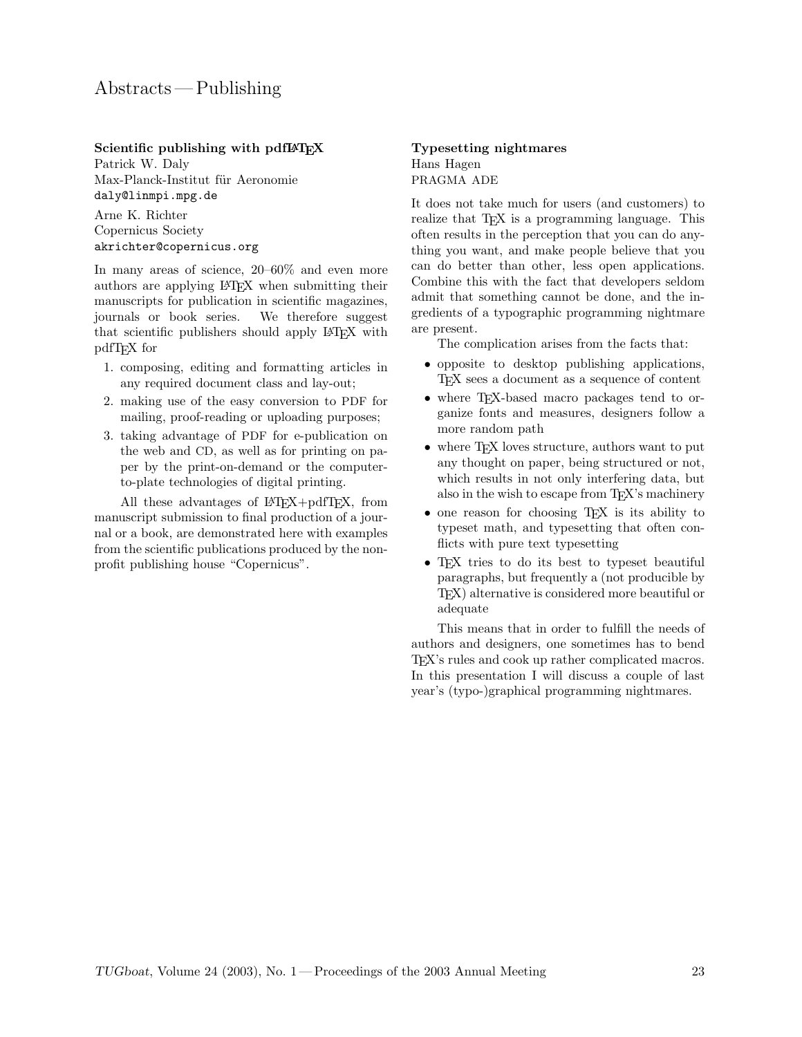# Abstracts — Publishing

### Scientific publishing with pdfLaTeX

Patrick W. Daly
Max-Planck-Institut für Aeronomie
daly@linmpi.mpg.de

Arne K. Richter
Copernicus Society
akrichter@copernicus.org

In many areas of science, 20–60% and even more authors are applying LaTeX when submitting their manuscripts for publication in scientific magazines, journals or book series. We therefore suggest that scientific publishers should apply LaTeX with pdfTeX for

1. composing, editing and formatting articles in any required document class and lay-out;
2. making use of the easy conversion to PDF for mailing, proof-reading or uploading purposes;
3. taking advantage of PDF for e-publication on the web and CD, as well as for printing on paper by the print-on-demand or the computer-to-plate technologies of digital printing.

All these advantages of LaTeX+pdfTeX, from manuscript submission to final production of a journal or a book, are demonstrated here with examples from the scientific publications produced by the non-profit publishing house "Copernicus".

### Typesetting nightmares

Hans Hagen
PRAGMA ADE

It does not take much for users (and customers) to realize that TeX is a programming language. This often results in the perception that you can do anything you want, and make people believe that you can do better than other, less open applications. Combine this with the fact that developers seldom admit that something cannot be done, and the ingredients of a typographic programming nightmare are present.

The complication arises from the facts that:

- opposite to desktop publishing applications, TeX sees a document as a sequence of content
- where TeX-based macro packages tend to organize fonts and measures, designers follow a more random path
- where TeX loves structure, authors want to put any thought on paper, being structured or not, which results in not only interfering data, but also in the wish to escape from TeX's machinery
- one reason for choosing TeX is its ability to typeset math, and typesetting that often conflicts with pure text typesetting
- TeX tries to do its best to typeset beautiful paragraphs, but frequently a (not producible by TeX) alternative is considered more beautiful or adequate

This means that in order to fulfill the needs of authors and designers, one sometimes has to bend TeX's rules and cook up rather complicated macros. In this presentation I will discuss a couple of last year's (typo-)graphical programming nightmares.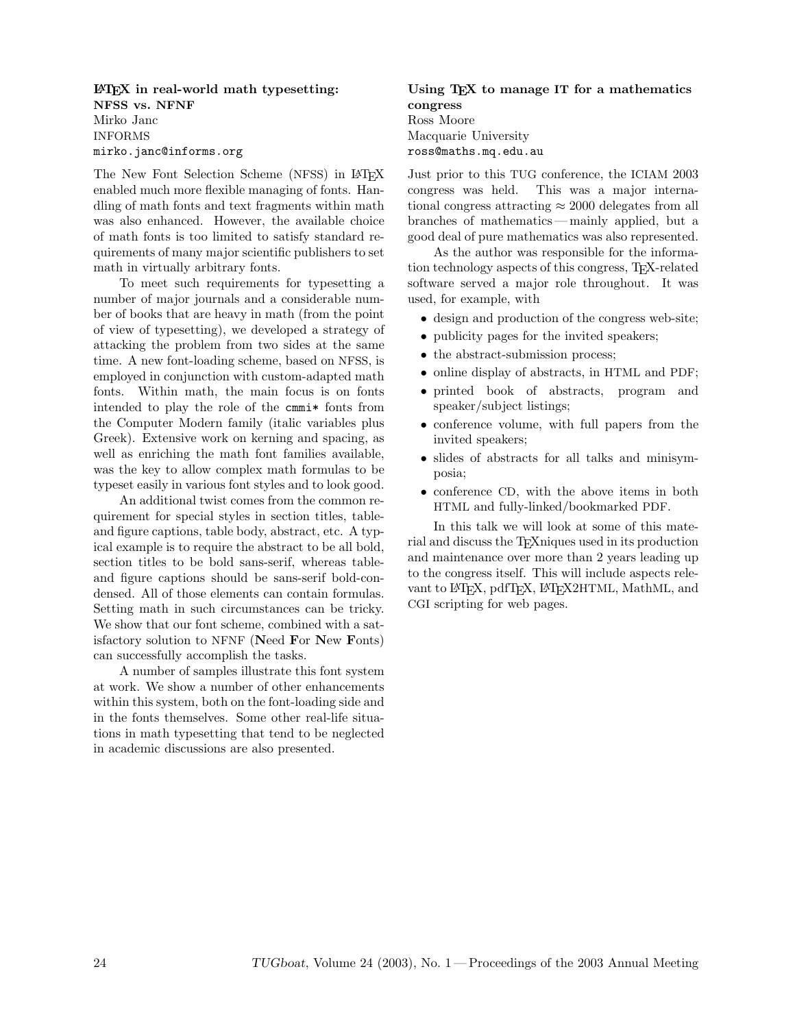### LaTeX in real-world math typesetting: NFSS vs. NFNF

Mirko Janc
INFORMS
`mirko.janc@informs.org`

The New Font Selection Scheme (NFSS) in LaTeX enabled much more flexible managing of fonts. Handling of math fonts and text fragments within math was also enhanced. However, the available choice of math fonts is too limited to satisfy standard requirements of many major scientific publishers to set math in virtually arbitrary fonts.

To meet such requirements for typesetting a number of major journals and a considerable number of books that are heavy in math (from the point of view of typesetting), we developed a strategy of attacking the problem from two sides at the same time. A new font-loading scheme, based on NFSS, is employed in conjunction with custom-adapted math fonts. Within math, the main focus is on fonts intended to play the role of the `cmmi*` fonts from the Computer Modern family (italic variables plus Greek). Extensive work on kerning and spacing, as well as enriching the math font families available, was the key to allow complex math formulas to be typeset easily in various font styles and to look good.

An additional twist comes from the common requirement for special styles in section titles, table- and figure captions, table body, abstract, etc. A typical example is to require the abstract to be all bold, section titles to be bold sans-serif, whereas table- and figure captions should be sans-serif bold-condensed. All of those elements can contain formulas. Setting math in such circumstances can be tricky. We show that our font scheme, combined with a satisfactory solution to NFNF (**N**eed **F**or **N**ew **F**onts) can successfully accomplish the tasks.

A number of samples illustrate this font system at work. We show a number of other enhancements within this system, both on the font-loading side and in the fonts themselves. Some other real-life situations in math typesetting that tend to be neglected in academic discussions are also presented.

### Using TeX to manage IT for a mathematics congress

Ross Moore
Macquarie University
`ross@maths.mq.edu.au`

Just prior to this TUG conference, the ICIAM 2003 congress was held. This was a major international congress attracting $\approx 2000$ delegates from all branches of mathematics — mainly applied, but a good deal of pure mathematics was also represented.

As the author was responsible for the information technology aspects of this congress, TeX-related software served a major role throughout. It was used, for example, with

- design and production of the congress web-site;
- publicity pages for the invited speakers;
- the abstract-submission process;
- online display of abstracts, in HTML and PDF;
- printed book of abstracts, program and speaker/subject listings;
- conference volume, with full papers from the invited speakers;
- slides of abstracts for all talks and minisymposia;
- conference CD, with the above items in both HTML and fully-linked/bookmarked PDF.

In this talk we will look at some of this material and discuss the TeXniques used in its production and maintenance over more than 2 years leading up to the congress itself. This will include aspects relevant to LaTeX, pdfTeX, LaTeX2HTML, MathML, and CGI scripting for web pages.